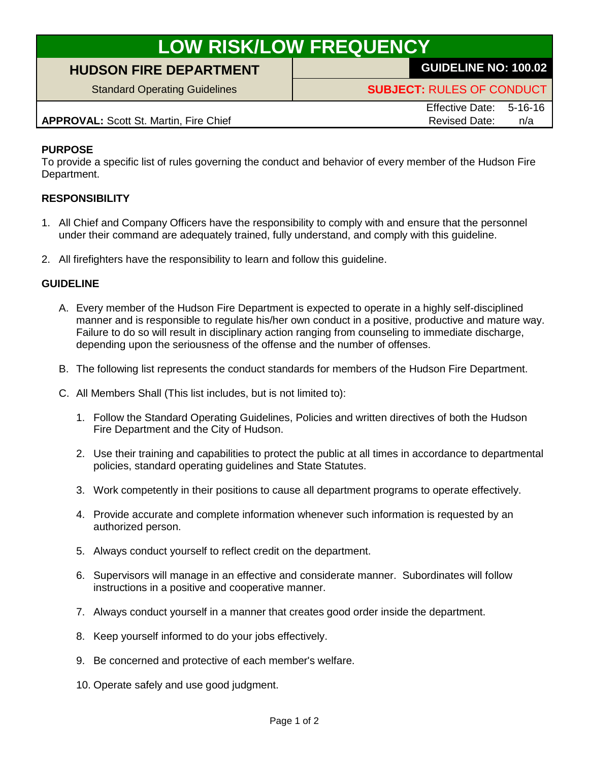# LOW RISK/LOW FREQUENCY

| HUDSON FIRE DEPARTMENT | GUIDELINE NO: 100.02 |
| --- | --- |
| Standard Operating Guidelines | SUBJECT: RULES OF CONDUCT |
| APPROVAL: Scott St. Martin, Fire Chief | Effective Date: 5-16-16<br>Revised Date: n/a |

**PURPOSE**

To provide a specific list of rules governing the conduct and behavior of every member of the Hudson Fire Department.

**RESPONSIBILITY**

1. All Chief and Company Officers have the responsibility to comply with and ensure that the personnel under their command are adequately trained, fully understand, and comply with this guideline.

2. All firefighters have the responsibility to learn and follow this guideline.

**GUIDELINE**

A. Every member of the Hudson Fire Department is expected to operate in a highly self-disciplined manner and is responsible to regulate his/her own conduct in a positive, productive and mature way. Failure to do so will result in disciplinary action ranging from counseling to immediate discharge, depending upon the seriousness of the offense and the number of offenses.

B. The following list represents the conduct standards for members of the Hudson Fire Department.

C. All Members Shall (This list includes, but is not limited to):

1. Follow the Standard Operating Guidelines, Policies and written directives of both the Hudson Fire Department and the City of Hudson.

2. Use their training and capabilities to protect the public at all times in accordance to departmental policies, standard operating guidelines and State Statutes.

3. Work competently in their positions to cause all department programs to operate effectively.

4. Provide accurate and complete information whenever such information is requested by an authorized person.

5. Always conduct yourself to reflect credit on the department.

6. Supervisors will manage in an effective and considerate manner. Subordinates will follow instructions in a positive and cooperative manner.

7. Always conduct yourself in a manner that creates good order inside the department.

8. Keep yourself informed to do your jobs effectively.

9. Be concerned and protective of each member's welfare.

10. Operate safely and use good judgment.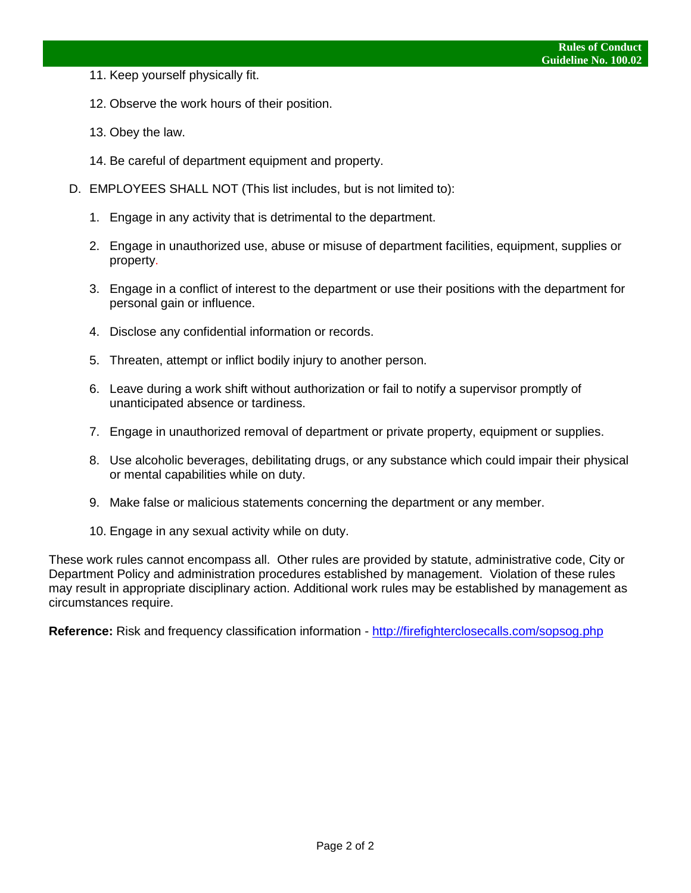11. Keep yourself physically fit.

12. Observe the work hours of their position.

13. Obey the law.

14. Be careful of department equipment and property.

D. EMPLOYEES SHALL NOT (This list includes, but is not limited to):

1. Engage in any activity that is detrimental to the department.

2. Engage in unauthorized use, abuse or misuse of department facilities, equipment, supplies or property.

3. Engage in a conflict of interest to the department or use their positions with the department for personal gain or influence.

4. Disclose any confidential information or records.

5. Threaten, attempt or inflict bodily injury to another person.

6. Leave during a work shift without authorization or fail to notify a supervisor promptly of unanticipated absence or tardiness.

7. Engage in unauthorized removal of department or private property, equipment or supplies.

8. Use alcoholic beverages, debilitating drugs, or any substance which could impair their physical or mental capabilities while on duty.

9. Make false or malicious statements concerning the department or any member.

10. Engage in any sexual activity while on duty.

These work rules cannot encompass all. Other rules are provided by statute, administrative code, City or Department Policy and administration procedures established by management. Violation of these rules may result in appropriate disciplinary action. Additional work rules may be established by management as circumstances require.

**Reference:** Risk and frequency classification information - http://firefighterclosecalls.com/sopsog.php